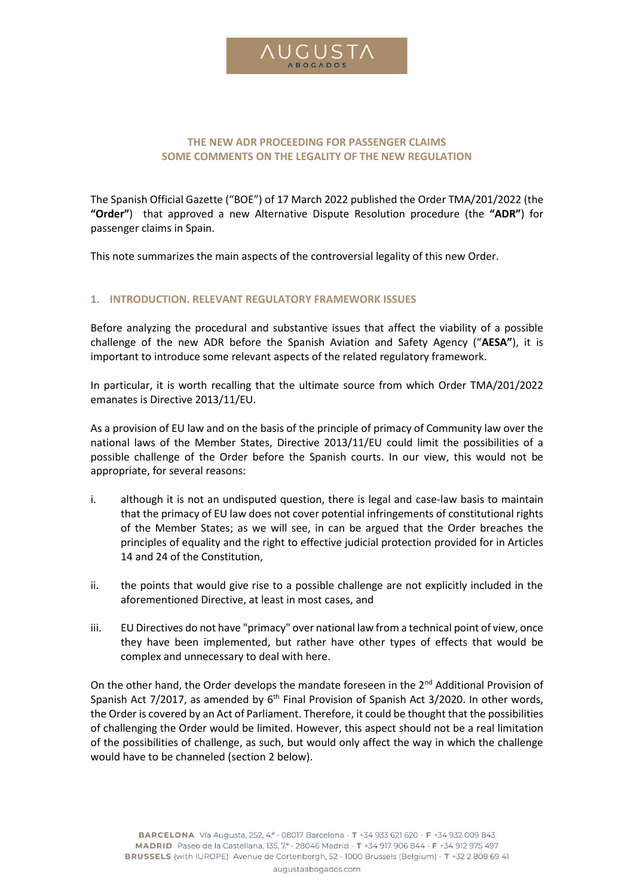# THE NEW ADR PROCEEDING FOR PASSENGER CLAIMS
# SOME COMMENTS ON THE LEGALITY OF THE NEW REGULATION

The Spanish Official Gazette ("BOE") of 17 March 2022 published the Order TMA/201/2022 (the **"Order"**) that approved a new Alternative Dispute Resolution procedure (the **"ADR"**) for passenger claims in Spain.

This note summarizes the main aspects of the controversial legality of this new Order.

## 1. INTRODUCTION. RELEVANT REGULATORY FRAMEWORK ISSUES

Before analyzing the procedural and substantive issues that affect the viability of a possible challenge of the new ADR before the Spanish Aviation and Safety Agency ("**AESA**"), it is important to introduce some relevant aspects of the related regulatory framework.

In particular, it is worth recalling that the ultimate source from which Order TMA/201/2022 emanates is Directive 2013/11/EU.

As a provision of EU law and on the basis of the principle of primacy of Community law over the national laws of the Member States, Directive 2013/11/EU could limit the possibilities of a possible challenge of the Order before the Spanish courts. In our view, this would not be appropriate, for several reasons:

i. although it is not an undisputed question, there is legal and case-law basis to maintain that the primacy of EU law does not cover potential infringements of constitutional rights of the Member States; as we will see, in can be argued that the Order breaches the principles of equality and the right to effective judicial protection provided for in Articles 14 and 24 of the Constitution,

ii. the points that would give rise to a possible challenge are not explicitly included in the aforementioned Directive, at least in most cases, and

iii. EU Directives do not have "primacy" over national law from a technical point of view, once they have been implemented, but rather have other types of effects that would be complex and unnecessary to deal with here.

On the other hand, the Order develops the mandate foreseen in the 2nd Additional Provision of Spanish Act 7/2017, as amended by 6th Final Provision of Spanish Act 3/2020. In other words, the Order is covered by an Act of Parliament. Therefore, it could be thought that the possibilities of challenging the Order would be limited. However, this aspect should not be a real limitation of the possibilities of challenge, as such, but would only affect the way in which the challenge would have to be channeled (section 2 below).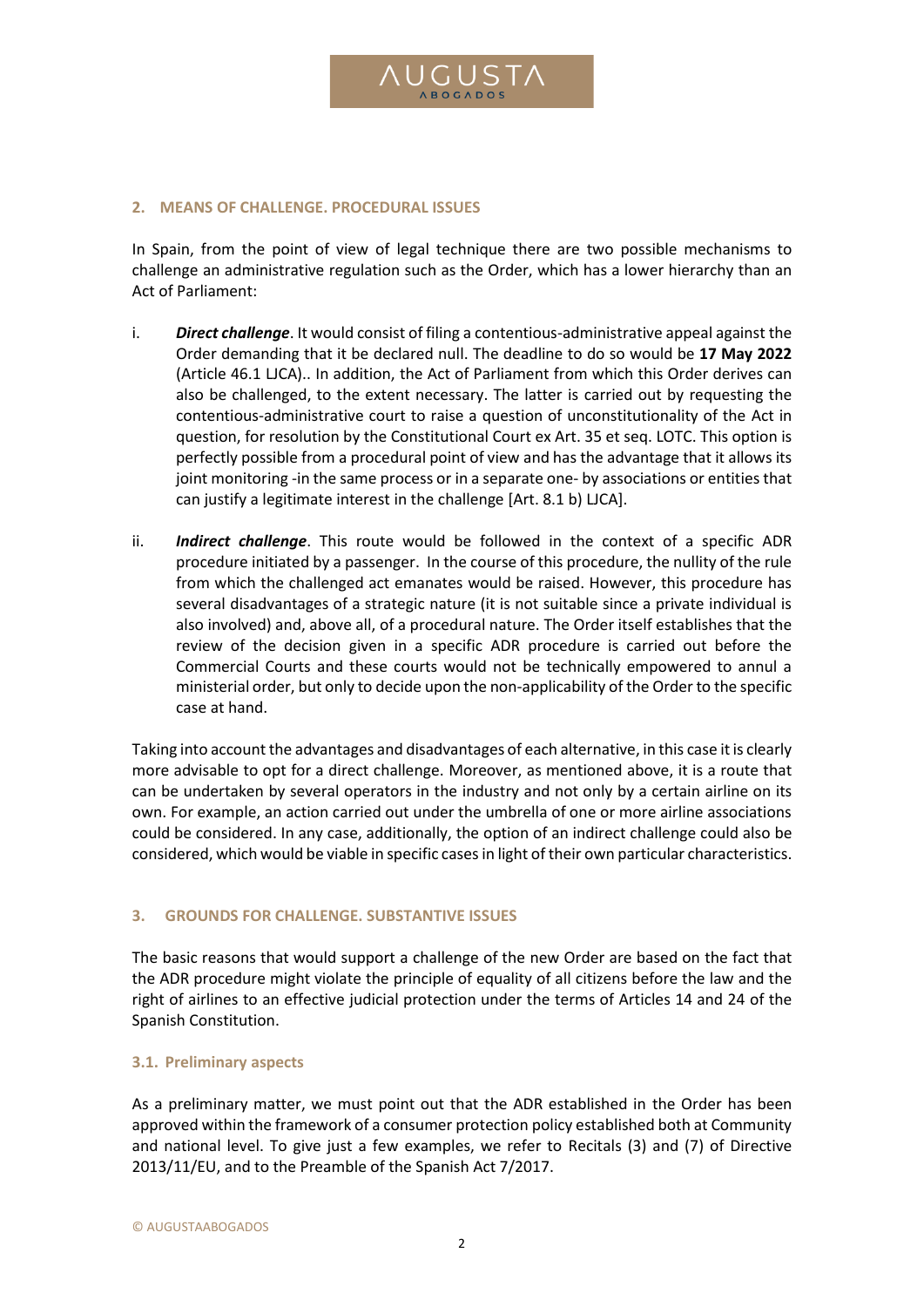## 2. MEANS OF CHALLENGE. PROCEDURAL ISSUES

In Spain, from the point of view of legal technique there are two possible mechanisms to challenge an administrative regulation such as the Order, which has a lower hierarchy than an Act of Parliament:

i. ***Direct challenge***. It would consist of filing a contentious-administrative appeal against the Order demanding that it be declared null. The deadline to do so would be **17 May 2022** (Article 46.1 LJCA).. In addition, the Act of Parliament from which this Order derives can also be challenged, to the extent necessary. The latter is carried out by requesting the contentious-administrative court to raise a question of unconstitutionality of the Act in question, for resolution by the Constitutional Court ex Art. 35 et seq. LOTC. This option is perfectly possible from a procedural point of view and has the advantage that it allows its joint monitoring -in the same process or in a separate one- by associations or entities that can justify a legitimate interest in the challenge [Art. 8.1 b) LJCA].

ii. ***Indirect challenge***. This route would be followed in the context of a specific ADR procedure initiated by a passenger. In the course of this procedure, the nullity of the rule from which the challenged act emanates would be raised. However, this procedure has several disadvantages of a strategic nature (it is not suitable since a private individual is also involved) and, above all, of a procedural nature. The Order itself establishes that the review of the decision given in a specific ADR procedure is carried out before the Commercial Courts and these courts would not be technically empowered to annul a ministerial order, but only to decide upon the non-applicability of the Order to the specific case at hand.

Taking into account the advantages and disadvantages of each alternative, in this case it is clearly more advisable to opt for a direct challenge. Moreover, as mentioned above, it is a route that can be undertaken by several operators in the industry and not only by a certain airline on its own. For example, an action carried out under the umbrella of one or more airline associations could be considered. In any case, additionally, the option of an indirect challenge could also be considered, which would be viable in specific cases in light of their own particular characteristics.

## 3. GROUNDS FOR CHALLENGE. SUBSTANTIVE ISSUES

The basic reasons that would support a challenge of the new Order are based on the fact that the ADR procedure might violate the principle of equality of all citizens before the law and the right of airlines to an effective judicial protection under the terms of Articles 14 and 24 of the Spanish Constitution.

### 3.1. Preliminary aspects

As a preliminary matter, we must point out that the ADR established in the Order has been approved within the framework of a consumer protection policy established both at Community and national level. To give just a few examples, we refer to Recitals (3) and (7) of Directive 2013/11/EU, and to the Preamble of the Spanish Act 7/2017.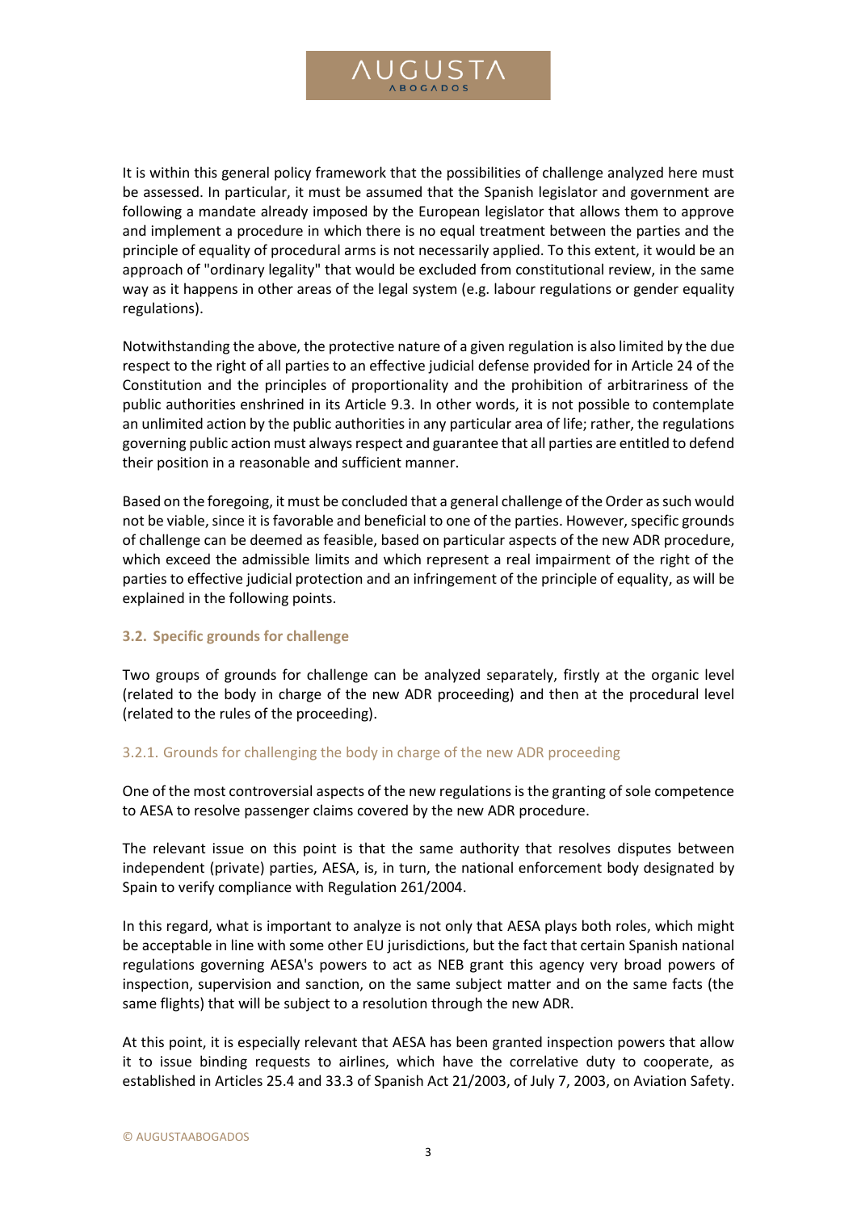It is within this general policy framework that the possibilities of challenge analyzed here must be assessed. In particular, it must be assumed that the Spanish legislator and government are following a mandate already imposed by the European legislator that allows them to approve and implement a procedure in which there is no equal treatment between the parties and the principle of equality of procedural arms is not necessarily applied. To this extent, it would be an approach of "ordinary legality" that would be excluded from constitutional review, in the same way as it happens in other areas of the legal system (e.g. labour regulations or gender equality regulations).

Notwithstanding the above, the protective nature of a given regulation is also limited by the due respect to the right of all parties to an effective judicial defense provided for in Article 24 of the Constitution and the principles of proportionality and the prohibition of arbitrariness of the public authorities enshrined in its Article 9.3. In other words, it is not possible to contemplate an unlimited action by the public authorities in any particular area of life; rather, the regulations governing public action must always respect and guarantee that all parties are entitled to defend their position in a reasonable and sufficient manner.

Based on the foregoing, it must be concluded that a general challenge of the Order as such would not be viable, since it is favorable and beneficial to one of the parties. However, specific grounds of challenge can be deemed as feasible, based on particular aspects of the new ADR procedure, which exceed the admissible limits and which represent a real impairment of the right of the parties to effective judicial protection and an infringement of the principle of equality, as will be explained in the following points.

### 3.2. Specific grounds for challenge

Two groups of grounds for challenge can be analyzed separately, firstly at the organic level (related to the body in charge of the new ADR proceeding) and then at the procedural level (related to the rules of the proceeding).

#### 3.2.1. Grounds for challenging the body in charge of the new ADR proceeding

One of the most controversial aspects of the new regulations is the granting of sole competence to AESA to resolve passenger claims covered by the new ADR procedure.

The relevant issue on this point is that the same authority that resolves disputes between independent (private) parties, AESA, is, in turn, the national enforcement body designated by Spain to verify compliance with Regulation 261/2004.

In this regard, what is important to analyze is not only that AESA plays both roles, which might be acceptable in line with some other EU jurisdictions, but the fact that certain Spanish national regulations governing AESA's powers to act as NEB grant this agency very broad powers of inspection, supervision and sanction, on the same subject matter and on the same facts (the same flights) that will be subject to a resolution through the new ADR.

At this point, it is especially relevant that AESA has been granted inspection powers that allow it to issue binding requests to airlines, which have the correlative duty to cooperate, as established in Articles 25.4 and 33.3 of Spanish Act 21/2003, of July 7, 2003, on Aviation Safety.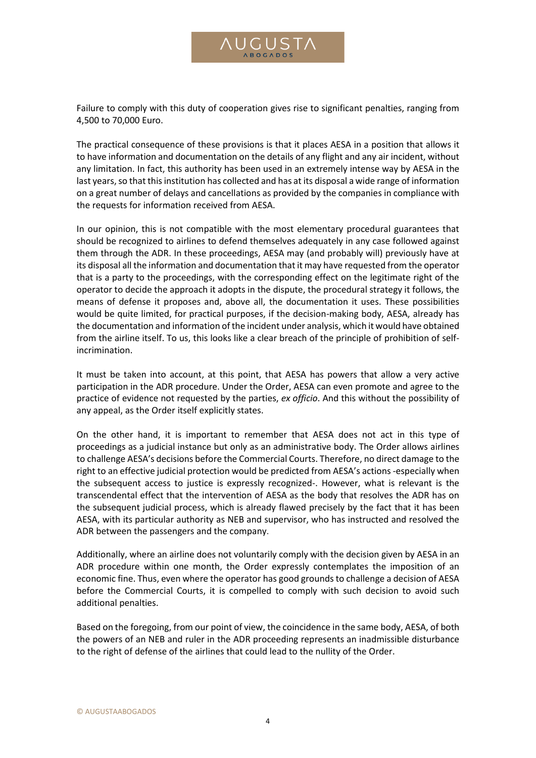Failure to comply with this duty of cooperation gives rise to significant penalties, ranging from 4,500 to 70,000 Euro.

The practical consequence of these provisions is that it places AESA in a position that allows it to have information and documentation on the details of any flight and any air incident, without any limitation. In fact, this authority has been used in an extremely intense way by AESA in the last years, so that this institution has collected and has at its disposal a wide range of information on a great number of delays and cancellations as provided by the companies in compliance with the requests for information received from AESA.

In our opinion, this is not compatible with the most elementary procedural guarantees that should be recognized to airlines to defend themselves adequately in any case followed against them through the ADR. In these proceedings, AESA may (and probably will) previously have at its disposal all the information and documentation that it may have requested from the operator that is a party to the proceedings, with the corresponding effect on the legitimate right of the operator to decide the approach it adopts in the dispute, the procedural strategy it follows, the means of defense it proposes and, above all, the documentation it uses. These possibilities would be quite limited, for practical purposes, if the decision-making body, AESA, already has the documentation and information of the incident under analysis, which it would have obtained from the airline itself. To us, this looks like a clear breach of the principle of prohibition of self-incrimination.

It must be taken into account, at this point, that AESA has powers that allow a very active participation in the ADR procedure. Under the Order, AESA can even promote and agree to the practice of evidence not requested by the parties, *ex officio*. And this without the possibility of any appeal, as the Order itself explicitly states.

On the other hand, it is important to remember that AESA does not act in this type of proceedings as a judicial instance but only as an administrative body. The Order allows airlines to challenge AESA's decisions before the Commercial Courts. Therefore, no direct damage to the right to an effective judicial protection would be predicted from AESA's actions -especially when the subsequent access to justice is expressly recognized-. However, what is relevant is the transcendental effect that the intervention of AESA as the body that resolves the ADR has on the subsequent judicial process, which is already flawed precisely by the fact that it has been AESA, with its particular authority as NEB and supervisor, who has instructed and resolved the ADR between the passengers and the company.

Additionally, where an airline does not voluntarily comply with the decision given by AESA in an ADR procedure within one month, the Order expressly contemplates the imposition of an economic fine. Thus, even where the operator has good grounds to challenge a decision of AESA before the Commercial Courts, it is compelled to comply with such decision to avoid such additional penalties.

Based on the foregoing, from our point of view, the coincidence in the same body, AESA, of both the powers of an NEB and ruler in the ADR proceeding represents an inadmissible disturbance to the right of defense of the airlines that could lead to the nullity of the Order.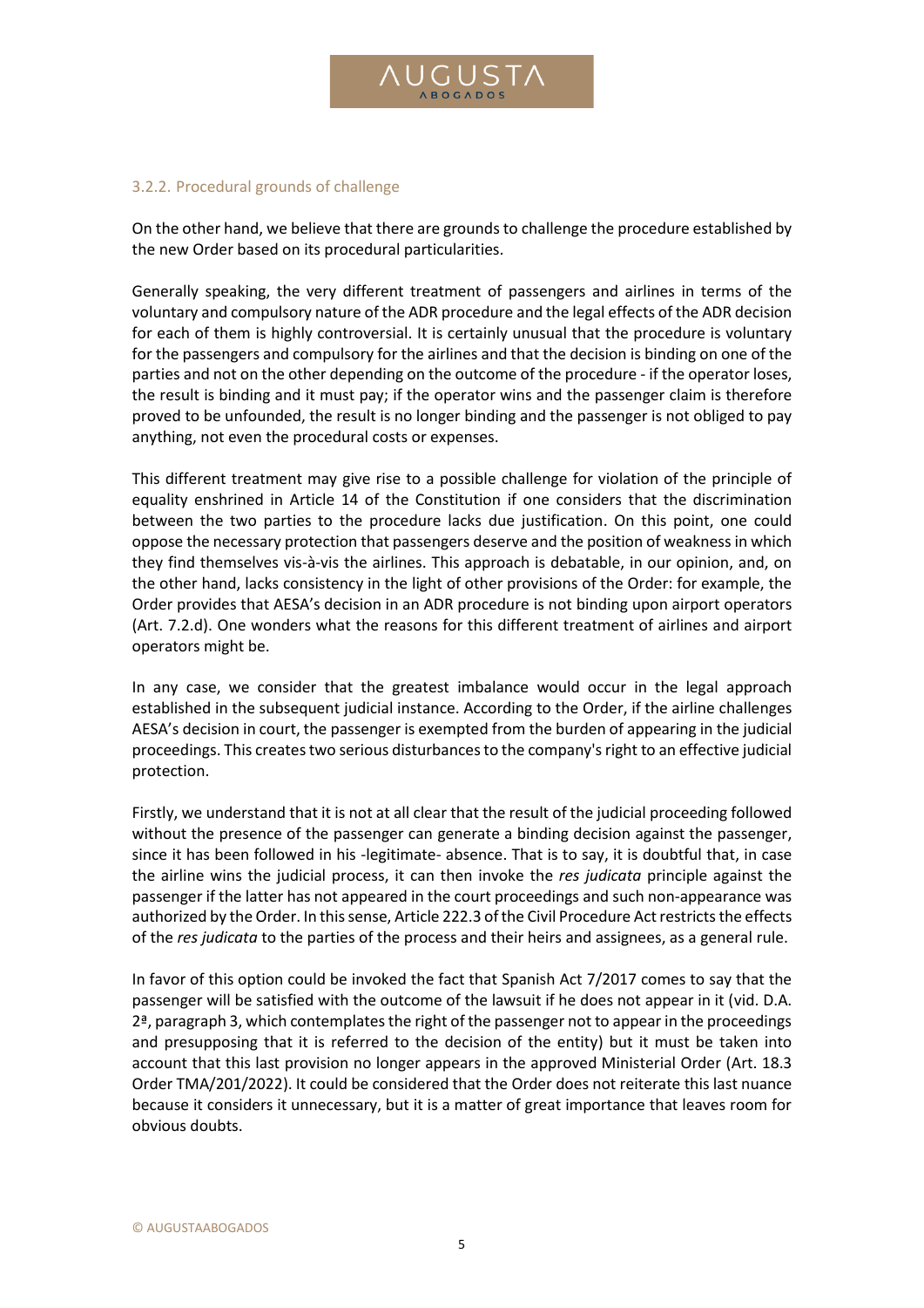### 3.2.2. Procedural grounds of challenge

On the other hand, we believe that there are grounds to challenge the procedure established by the new Order based on its procedural particularities.

Generally speaking, the very different treatment of passengers and airlines in terms of the voluntary and compulsory nature of the ADR procedure and the legal effects of the ADR decision for each of them is highly controversial. It is certainly unusual that the procedure is voluntary for the passengers and compulsory for the airlines and that the decision is binding on one of the parties and not on the other depending on the outcome of the procedure - if the operator loses, the result is binding and it must pay; if the operator wins and the passenger claim is therefore proved to be unfounded, the result is no longer binding and the passenger is not obliged to pay anything, not even the procedural costs or expenses.

This different treatment may give rise to a possible challenge for violation of the principle of equality enshrined in Article 14 of the Constitution if one considers that the discrimination between the two parties to the procedure lacks due justification. On this point, one could oppose the necessary protection that passengers deserve and the position of weakness in which they find themselves vis-à-vis the airlines. This approach is debatable, in our opinion, and, on the other hand, lacks consistency in the light of other provisions of the Order: for example, the Order provides that AESA's decision in an ADR procedure is not binding upon airport operators (Art. 7.2.d). One wonders what the reasons for this different treatment of airlines and airport operators might be.

In any case, we consider that the greatest imbalance would occur in the legal approach established in the subsequent judicial instance. According to the Order, if the airline challenges AESA's decision in court, the passenger is exempted from the burden of appearing in the judicial proceedings. This creates two serious disturbances to the company's right to an effective judicial protection.

Firstly, we understand that it is not at all clear that the result of the judicial proceeding followed without the presence of the passenger can generate a binding decision against the passenger, since it has been followed in his -legitimate- absence. That is to say, it is doubtful that, in case the airline wins the judicial process, it can then invoke the *res judicata* principle against the passenger if the latter has not appeared in the court proceedings and such non-appearance was authorized by the Order. In this sense, Article 222.3 of the Civil Procedure Act restricts the effects of the *res judicata* to the parties of the process and their heirs and assignees, as a general rule.

In favor of this option could be invoked the fact that Spanish Act 7/2017 comes to say that the passenger will be satisfied with the outcome of the lawsuit if he does not appear in it (vid. D.A. 2ª, paragraph 3, which contemplates the right of the passenger not to appear in the proceedings and presupposing that it is referred to the decision of the entity) but it must be taken into account that this last provision no longer appears in the approved Ministerial Order (Art. 18.3 Order TMA/201/2022). It could be considered that the Order does not reiterate this last nuance because it considers it unnecessary, but it is a matter of great importance that leaves room for obvious doubts.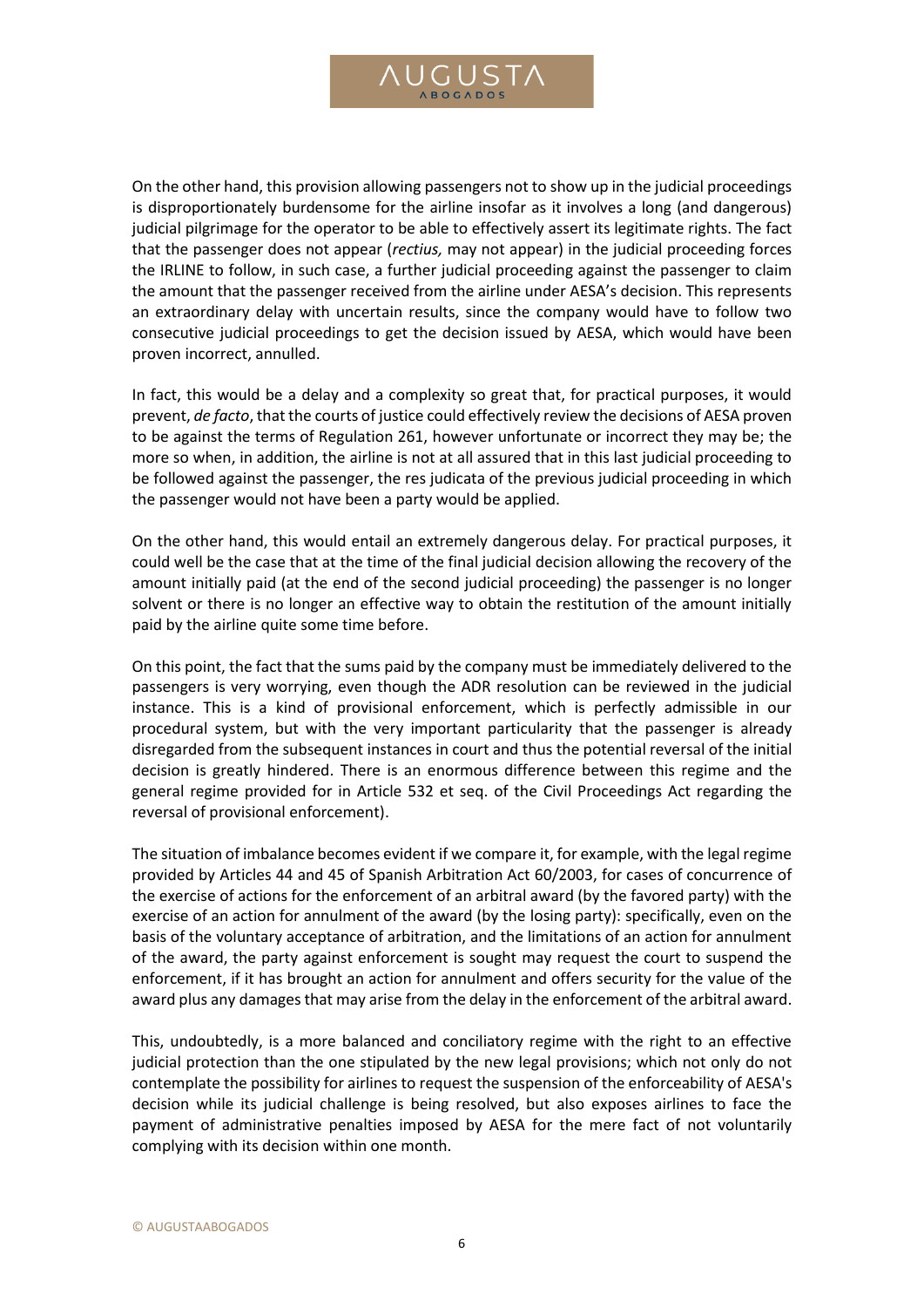On the other hand, this provision allowing passengers not to show up in the judicial proceedings is disproportionately burdensome for the airline insofar as it involves a long (and dangerous) judicial pilgrimage for the operator to be able to effectively assert its legitimate rights. The fact that the passenger does not appear (*rectius,* may not appear) in the judicial proceeding forces the IRLINE to follow, in such case, a further judicial proceeding against the passenger to claim the amount that the passenger received from the airline under AESA's decision. This represents an extraordinary delay with uncertain results, since the company would have to follow two consecutive judicial proceedings to get the decision issued by AESA, which would have been proven incorrect, annulled.

In fact, this would be a delay and a complexity so great that, for practical purposes, it would prevent, *de facto*, that the courts of justice could effectively review the decisions of AESA proven to be against the terms of Regulation 261, however unfortunate or incorrect they may be; the more so when, in addition, the airline is not at all assured that in this last judicial proceeding to be followed against the passenger, the res judicata of the previous judicial proceeding in which the passenger would not have been a party would be applied.

On the other hand, this would entail an extremely dangerous delay. For practical purposes, it could well be the case that at the time of the final judicial decision allowing the recovery of the amount initially paid (at the end of the second judicial proceeding) the passenger is no longer solvent or there is no longer an effective way to obtain the restitution of the amount initially paid by the airline quite some time before.

On this point, the fact that the sums paid by the company must be immediately delivered to the passengers is very worrying, even though the ADR resolution can be reviewed in the judicial instance. This is a kind of provisional enforcement, which is perfectly admissible in our procedural system, but with the very important particularity that the passenger is already disregarded from the subsequent instances in court and thus the potential reversal of the initial decision is greatly hindered. There is an enormous difference between this regime and the general regime provided for in Article 532 et seq. of the Civil Proceedings Act regarding the reversal of provisional enforcement).

The situation of imbalance becomes evident if we compare it, for example, with the legal regime provided by Articles 44 and 45 of Spanish Arbitration Act 60/2003, for cases of concurrence of the exercise of actions for the enforcement of an arbitral award (by the favored party) with the exercise of an action for annulment of the award (by the losing party): specifically, even on the basis of the voluntary acceptance of arbitration, and the limitations of an action for annulment of the award, the party against enforcement is sought may request the court to suspend the enforcement, if it has brought an action for annulment and offers security for the value of the award plus any damages that may arise from the delay in the enforcement of the arbitral award.

This, undoubtedly, is a more balanced and conciliatory regime with the right to an effective judicial protection than the one stipulated by the new legal provisions; which not only do not contemplate the possibility for airlines to request the suspension of the enforceability of AESA's decision while its judicial challenge is being resolved, but also exposes airlines to face the payment of administrative penalties imposed by AESA for the mere fact of not voluntarily complying with its decision within one month.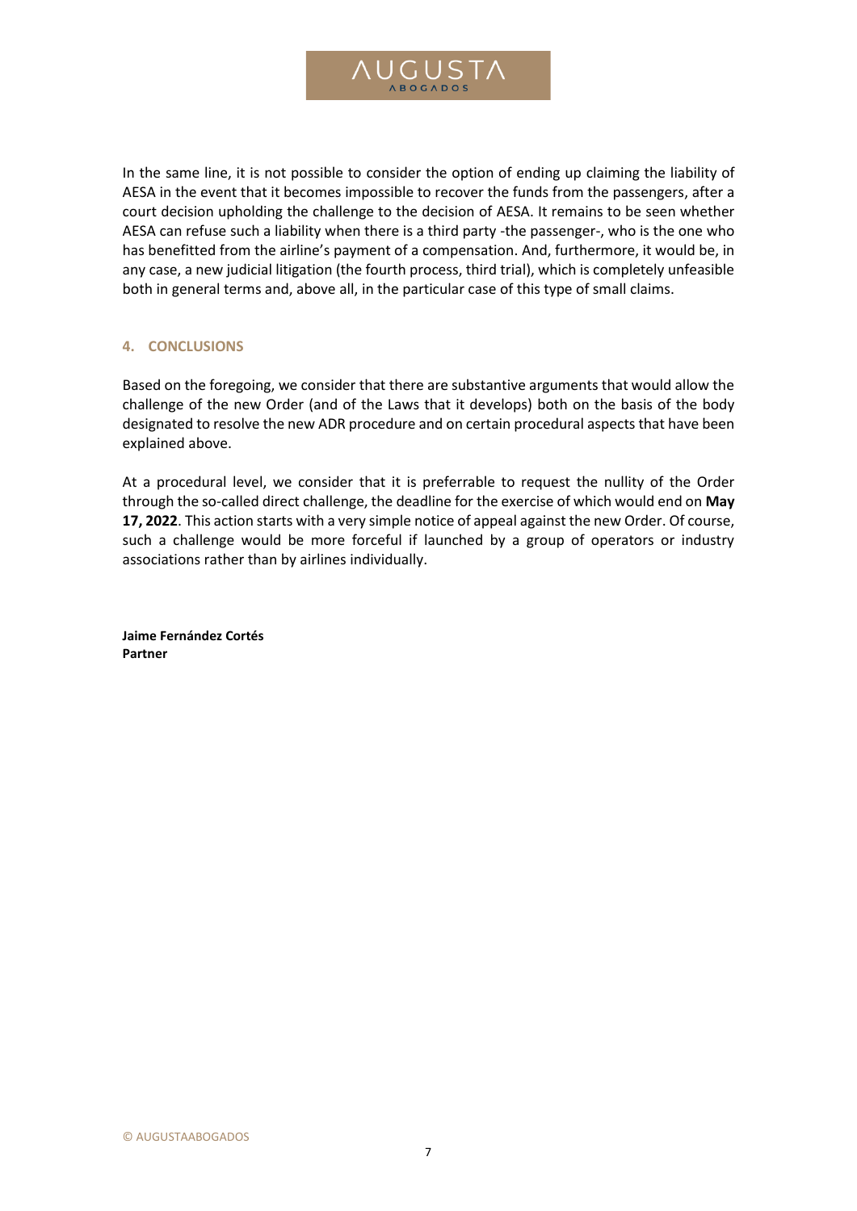In the same line, it is not possible to consider the option of ending up claiming the liability of AESA in the event that it becomes impossible to recover the funds from the passengers, after a court decision upholding the challenge to the decision of AESA. It remains to be seen whether AESA can refuse such a liability when there is a third party -the passenger-, who is the one who has benefitted from the airline's payment of a compensation. And, furthermore, it would be, in any case, a new judicial litigation (the fourth process, third trial), which is completely unfeasible both in general terms and, above all, in the particular case of this type of small claims.

## 4. CONCLUSIONS

Based on the foregoing, we consider that there are substantive arguments that would allow the challenge of the new Order (and of the Laws that it develops) both on the basis of the body designated to resolve the new ADR procedure and on certain procedural aspects that have been explained above.

At a procedural level, we consider that it is preferrable to request the nullity of the Order through the so-called direct challenge, the deadline for the exercise of which would end on **May 17, 2022**. This action starts with a very simple notice of appeal against the new Order. Of course, such a challenge would be more forceful if launched by a group of operators or industry associations rather than by airlines individually.

**Jaime Fernández Cortés**
**Partner**